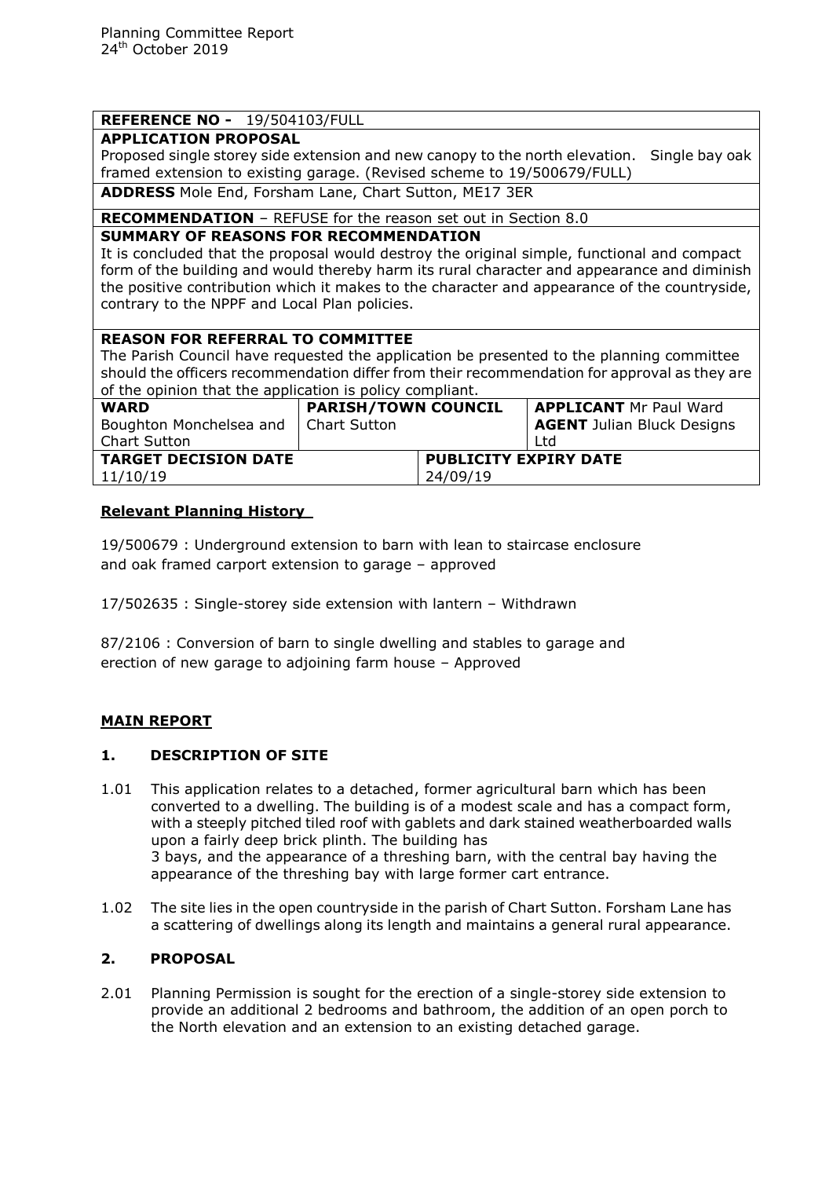Planning Committee Report
24th October 2019

| **REFERENCE NO -** 19/504103/FULL | | | |
|---|---|---|---|
| **APPLICATION PROPOSAL**<br>Proposed single storey side extension and new canopy to the north elevation. Single bay oak framed extension to existing garage. (Revised scheme to 19/500679/FULL) | | | |
| **ADDRESS** Mole End, Forsham Lane, Chart Sutton, ME17 3ER | | | |
| **RECOMMENDATION** – REFUSE for the reason set out in Section 8.0 | | | |
| **SUMMARY OF REASONS FOR RECOMMENDATION**<br>It is concluded that the proposal would destroy the original simple, functional and compact form of the building and would thereby harm its rural character and appearance and diminish the positive contribution which it makes to the character and appearance of the countryside, contrary to the NPPF and Local Plan policies. | | | |
| **REASON FOR REFERRAL TO COMMITTEE**<br>The Parish Council have requested the application be presented to the planning committee should the officers recommendation differ from their recommendation for approval as they are of the opinion that the application is policy compliant. | | | |
| **WARD**<br>Boughton Monchelsea and Chart Sutton | **PARISH/TOWN COUNCIL**<br>Chart Sutton | | **APPLICANT** Mr Paul Ward<br>**AGENT** Julian Bluck Designs Ltd |
| **TARGET DECISION DATE**<br>11/10/19 | | **PUBLICITY EXPIRY DATE**<br>24/09/19 | |

## Relevant Planning History

19/500679 : Underground extension to barn with lean to staircase enclosure and oak framed carport extension to garage – approved

17/502635 : Single-storey side extension with lantern – Withdrawn

87/2106 : Conversion of barn to single dwelling and stables to garage and erection of new garage to adjoining farm house – Approved

## MAIN REPORT

### 1. DESCRIPTION OF SITE

1.01 This application relates to a detached, former agricultural barn which has been converted to a dwelling. The building is of a modest scale and has a compact form, with a steeply pitched tiled roof with gablets and dark stained weatherboarded walls upon a fairly deep brick plinth. The building has 3 bays, and the appearance of a threshing barn, with the central bay having the appearance of the threshing bay with large former cart entrance.

1.02 The site lies in the open countryside in the parish of Chart Sutton. Forsham Lane has a scattering of dwellings along its length and maintains a general rural appearance.

### 2. PROPOSAL

2.01 Planning Permission is sought for the erection of a single-storey side extension to provide an additional 2 bedrooms and bathroom, the addition of an open porch to the North elevation and an extension to an existing detached garage.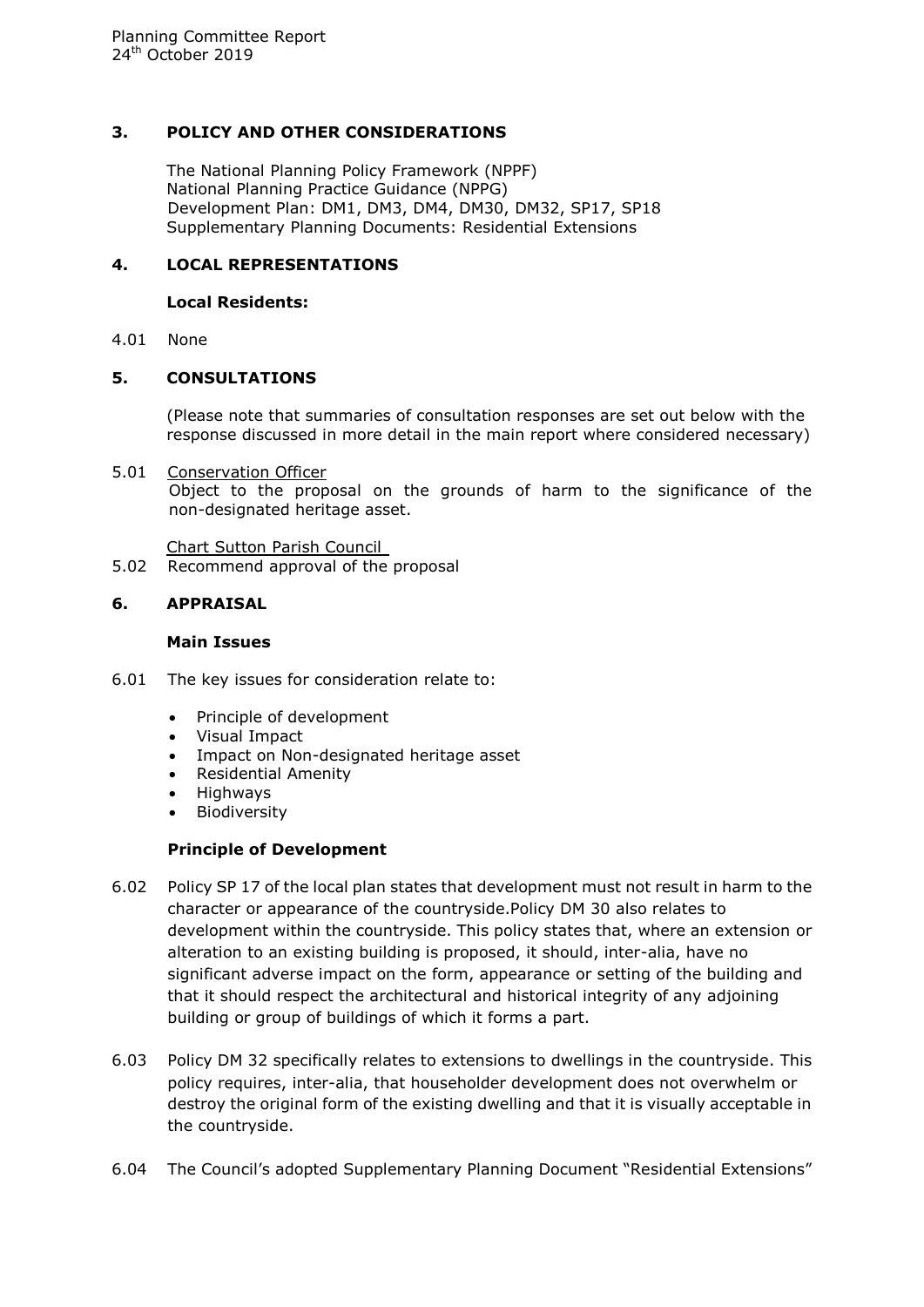## 3. POLICY AND OTHER CONSIDERATIONS

The National Planning Policy Framework (NPPF)
National Planning Practice Guidance (NPPG)
Development Plan: DM1, DM3, DM4, DM30, DM32, SP17, SP18
Supplementary Planning Documents: Residential Extensions

## 4. LOCAL REPRESENTATIONS

**Local Residents:**

4.01 None

## 5. CONSULTATIONS

(Please note that summaries of consultation responses are set out below with the response discussed in more detail in the main report where considered necessary)

5.01 Conservation Officer
Object to the proposal on the grounds of harm to the significance of the non-designated heritage asset.

Chart Sutton Parish Council

5.02 Recommend approval of the proposal

## 6. APPRAISAL

**Main Issues**

6.01 The key issues for consideration relate to:

- Principle of development
- Visual Impact
- Impact on Non-designated heritage asset
- Residential Amenity
- Highways
- Biodiversity

**Principle of Development**

6.02 Policy SP 17 of the local plan states that development must not result in harm to the character or appearance of the countryside.Policy DM 30 also relates to development within the countryside. This policy states that, where an extension or alteration to an existing building is proposed, it should, inter-alia, have no significant adverse impact on the form, appearance or setting of the building and that it should respect the architectural and historical integrity of any adjoining building or group of buildings of which it forms a part.

6.03 Policy DM 32 specifically relates to extensions to dwellings in the countryside. This policy requires, inter-alia, that householder development does not overwhelm or destroy the original form of the existing dwelling and that it is visually acceptable in the countryside.

6.04 The Council's adopted Supplementary Planning Document "Residential Extensions"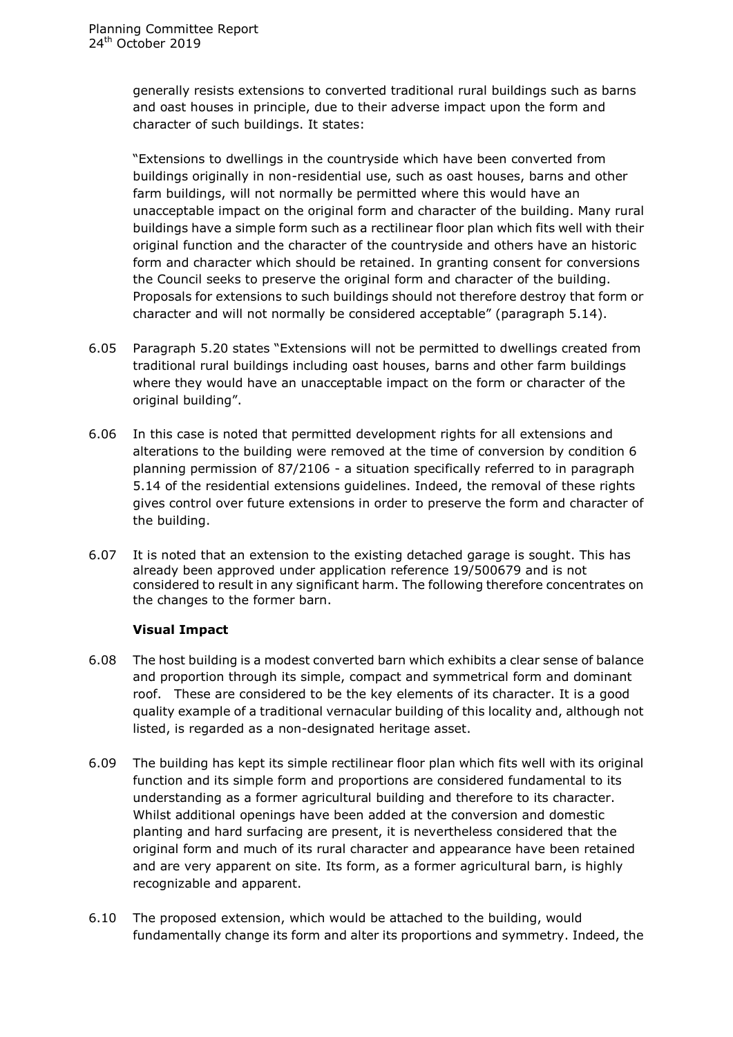generally resists extensions to converted traditional rural buildings such as barns and oast houses in principle, due to their adverse impact upon the form and character of such buildings. It states:

"Extensions to dwellings in the countryside which have been converted from buildings originally in non-residential use, such as oast houses, barns and other farm buildings, will not normally be permitted where this would have an unacceptable impact on the original form and character of the building. Many rural buildings have a simple form such as a rectilinear floor plan which fits well with their original function and the character of the countryside and others have an historic form and character which should be retained. In granting consent for conversions the Council seeks to preserve the original form and character of the building. Proposals for extensions to such buildings should not therefore destroy that form or character and will not normally be considered acceptable" (paragraph 5.14).

6.05 Paragraph 5.20 states "Extensions will not be permitted to dwellings created from traditional rural buildings including oast houses, barns and other farm buildings where they would have an unacceptable impact on the form or character of the original building".

6.06 In this case is noted that permitted development rights for all extensions and alterations to the building were removed at the time of conversion by condition 6 planning permission of 87/2106 - a situation specifically referred to in paragraph 5.14 of the residential extensions guidelines. Indeed, the removal of these rights gives control over future extensions in order to preserve the form and character of the building.

6.07 It is noted that an extension to the existing detached garage is sought. This has already been approved under application reference 19/500679 and is not considered to result in any significant harm. The following therefore concentrates on the changes to the former barn.

**Visual Impact**

6.08 The host building is a modest converted barn which exhibits a clear sense of balance and proportion through its simple, compact and symmetrical form and dominant roof. These are considered to be the key elements of its character. It is a good quality example of a traditional vernacular building of this locality and, although not listed, is regarded as a non-designated heritage asset.

6.09 The building has kept its simple rectilinear floor plan which fits well with its original function and its simple form and proportions are considered fundamental to its understanding as a former agricultural building and therefore to its character. Whilst additional openings have been added at the conversion and domestic planting and hard surfacing are present, it is nevertheless considered that the original form and much of its rural character and appearance have been retained and are very apparent on site. Its form, as a former agricultural barn, is highly recognizable and apparent.

6.10 The proposed extension, which would be attached to the building, would fundamentally change its form and alter its proportions and symmetry. Indeed, the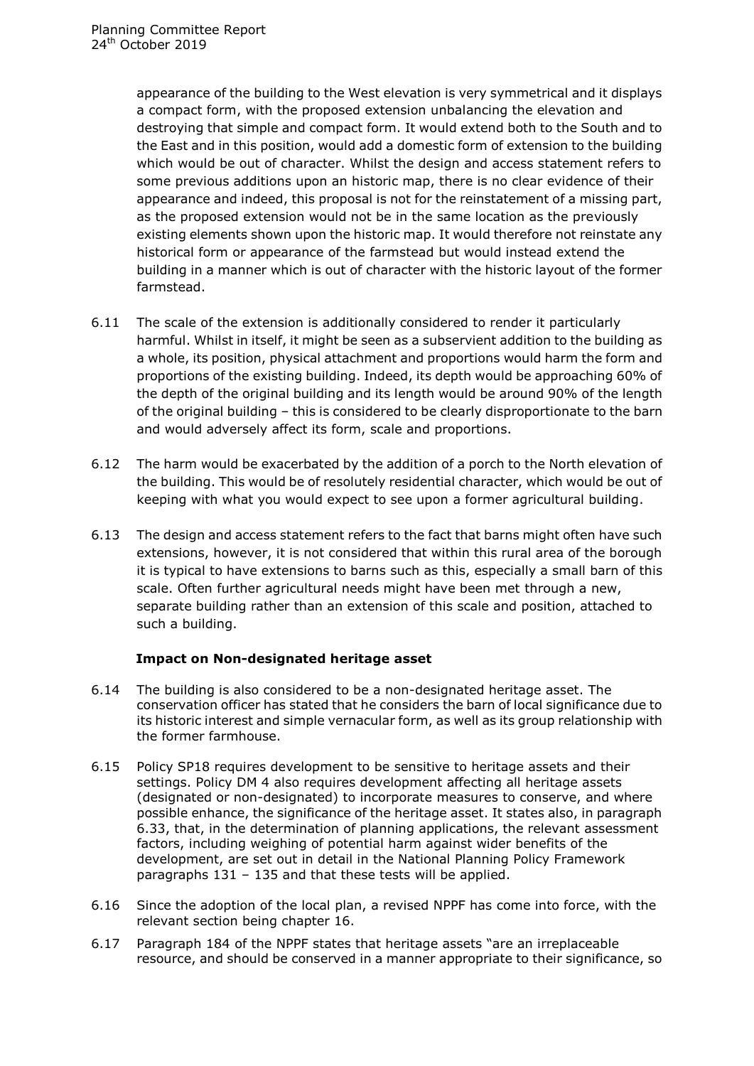appearance of the building to the West elevation is very symmetrical and it displays a compact form, with the proposed extension unbalancing the elevation and destroying that simple and compact form. It would extend both to the South and to the East and in this position, would add a domestic form of extension to the building which would be out of character. Whilst the design and access statement refers to some previous additions upon an historic map, there is no clear evidence of their appearance and indeed, this proposal is not for the reinstatement of a missing part, as the proposed extension would not be in the same location as the previously existing elements shown upon the historic map. It would therefore not reinstate any historical form or appearance of the farmstead but would instead extend the building in a manner which is out of character with the historic layout of the former farmstead.

6.11 The scale of the extension is additionally considered to render it particularly harmful. Whilst in itself, it might be seen as a subservient addition to the building as a whole, its position, physical attachment and proportions would harm the form and proportions of the existing building. Indeed, its depth would be approaching 60% of the depth of the original building and its length would be around 90% of the length of the original building – this is considered to be clearly disproportionate to the barn and would adversely affect its form, scale and proportions.

6.12 The harm would be exacerbated by the addition of a porch to the North elevation of the building. This would be of resolutely residential character, which would be out of keeping with what you would expect to see upon a former agricultural building.

6.13 The design and access statement refers to the fact that barns might often have such extensions, however, it is not considered that within this rural area of the borough it is typical to have extensions to barns such as this, especially a small barn of this scale. Often further agricultural needs might have been met through a new, separate building rather than an extension of this scale and position, attached to such a building.

**Impact on Non-designated heritage asset**

6.14 The building is also considered to be a non-designated heritage asset. The conservation officer has stated that he considers the barn of local significance due to its historic interest and simple vernacular form, as well as its group relationship with the former farmhouse.

6.15 Policy SP18 requires development to be sensitive to heritage assets and their settings. Policy DM 4 also requires development affecting all heritage assets (designated or non-designated) to incorporate measures to conserve, and where possible enhance, the significance of the heritage asset. It states also, in paragraph 6.33, that, in the determination of planning applications, the relevant assessment factors, including weighing of potential harm against wider benefits of the development, are set out in detail in the National Planning Policy Framework paragraphs 131 – 135 and that these tests will be applied.

6.16 Since the adoption of the local plan, a revised NPPF has come into force, with the relevant section being chapter 16.

6.17 Paragraph 184 of the NPPF states that heritage assets "are an irreplaceable resource, and should be conserved in a manner appropriate to their significance, so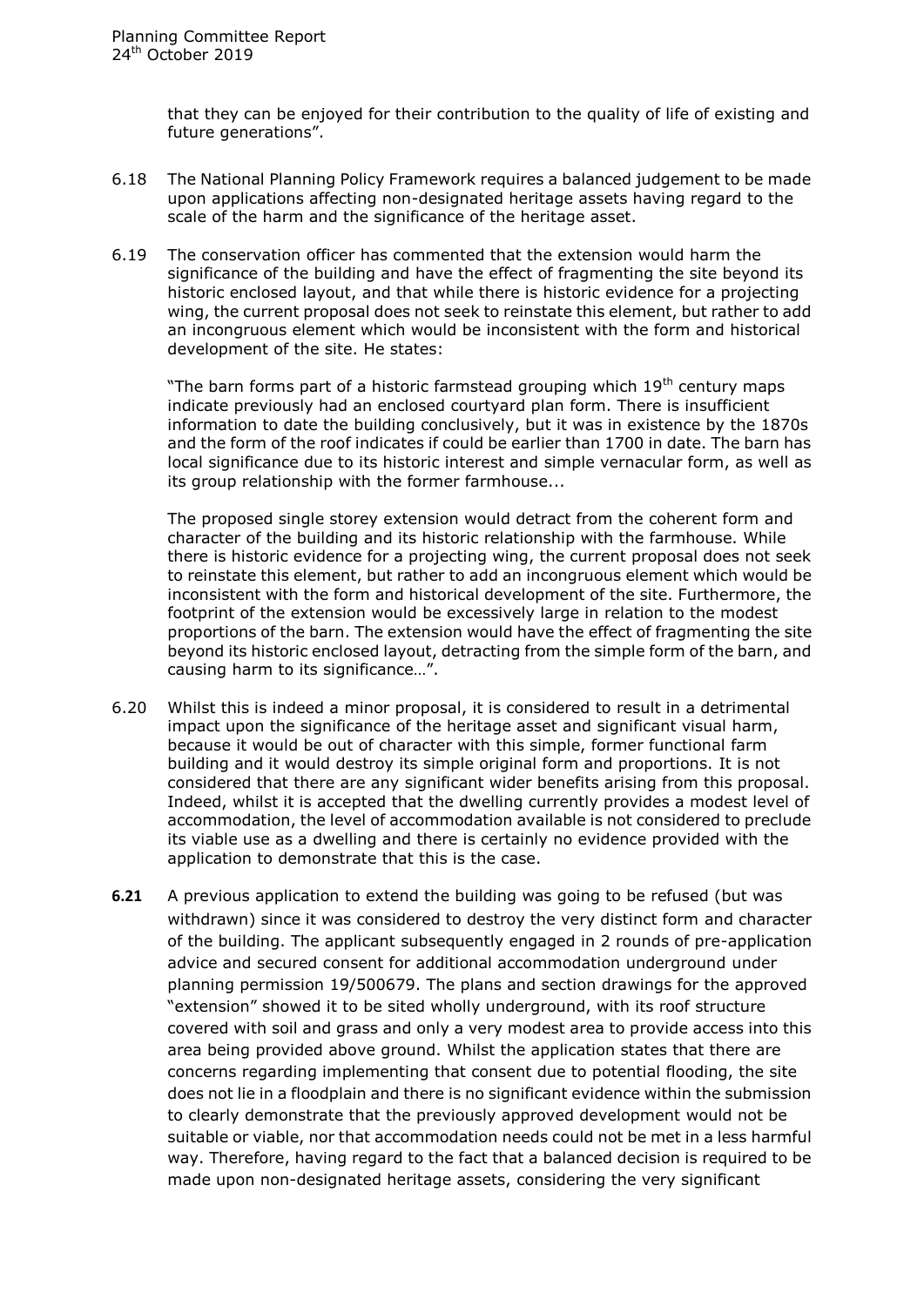that they can be enjoyed for their contribution to the quality of life of existing and future generations".

6.18 The National Planning Policy Framework requires a balanced judgement to be made upon applications affecting non-designated heritage assets having regard to the scale of the harm and the significance of the heritage asset.

6.19 The conservation officer has commented that the extension would harm the significance of the building and have the effect of fragmenting the site beyond its historic enclosed layout, and that while there is historic evidence for a projecting wing, the current proposal does not seek to reinstate this element, but rather to add an incongruous element which would be inconsistent with the form and historical development of the site. He states:

> "The barn forms part of a historic farmstead grouping which 19th century maps indicate previously had an enclosed courtyard plan form. There is insufficient information to date the building conclusively, but it was in existence by the 1870s and the form of the roof indicates if could be earlier than 1700 in date. The barn has local significance due to its historic interest and simple vernacular form, as well as its group relationship with the former farmhouse...
>
> The proposed single storey extension would detract from the coherent form and character of the building and its historic relationship with the farmhouse. While there is historic evidence for a projecting wing, the current proposal does not seek to reinstate this element, but rather to add an incongruous element which would be inconsistent with the form and historical development of the site. Furthermore, the footprint of the extension would be excessively large in relation to the modest proportions of the barn. The extension would have the effect of fragmenting the site beyond its historic enclosed layout, detracting from the simple form of the barn, and causing harm to its significance…".

6.20 Whilst this is indeed a minor proposal, it is considered to result in a detrimental impact upon the significance of the heritage asset and significant visual harm, because it would be out of character with this simple, former functional farm building and it would destroy its simple original form and proportions. It is not considered that there are any significant wider benefits arising from this proposal. Indeed, whilst it is accepted that the dwelling currently provides a modest level of accommodation, the level of accommodation available is not considered to preclude its viable use as a dwelling and there is certainly no evidence provided with the application to demonstrate that this is the case.

**6.21** A previous application to extend the building was going to be refused (but was withdrawn) since it was considered to destroy the very distinct form and character of the building. The applicant subsequently engaged in 2 rounds of pre-application advice and secured consent for additional accommodation underground under planning permission 19/500679. The plans and section drawings for the approved "extension" showed it to be sited wholly underground, with its roof structure covered with soil and grass and only a very modest area to provide access into this area being provided above ground. Whilst the application states that there are concerns regarding implementing that consent due to potential flooding, the site does not lie in a floodplain and there is no significant evidence within the submission to clearly demonstrate that the previously approved development would not be suitable or viable, nor that accommodation needs could not be met in a less harmful way. Therefore, having regard to the fact that a balanced decision is required to be made upon non-designated heritage assets, considering the very significant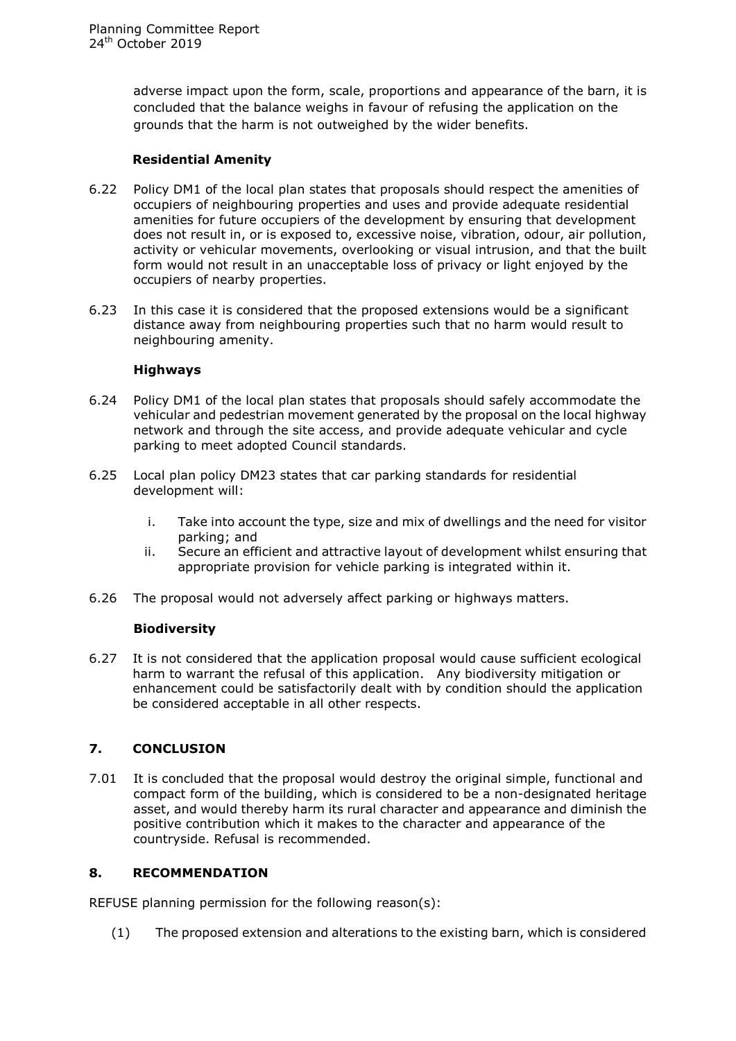adverse impact upon the form, scale, proportions and appearance of the barn, it is concluded that the balance weighs in favour of refusing the application on the grounds that the harm is not outweighed by the wider benefits.

**Residential Amenity**

6.22 Policy DM1 of the local plan states that proposals should respect the amenities of occupiers of neighbouring properties and uses and provide adequate residential amenities for future occupiers of the development by ensuring that development does not result in, or is exposed to, excessive noise, vibration, odour, air pollution, activity or vehicular movements, overlooking or visual intrusion, and that the built form would not result in an unacceptable loss of privacy or light enjoyed by the occupiers of nearby properties.

6.23 In this case it is considered that the proposed extensions would be a significant distance away from neighbouring properties such that no harm would result to neighbouring amenity.

**Highways**

6.24 Policy DM1 of the local plan states that proposals should safely accommodate the vehicular and pedestrian movement generated by the proposal on the local highway network and through the site access, and provide adequate vehicular and cycle parking to meet adopted Council standards.

6.25 Local plan policy DM23 states that car parking standards for residential development will:

i. Take into account the type, size and mix of dwellings and the need for visitor parking; and
ii. Secure an efficient and attractive layout of development whilst ensuring that appropriate provision for vehicle parking is integrated within it.

6.26 The proposal would not adversely affect parking or highways matters.

**Biodiversity**

6.27 It is not considered that the application proposal would cause sufficient ecological harm to warrant the refusal of this application. Any biodiversity mitigation or enhancement could be satisfactorily dealt with by condition should the application be considered acceptable in all other respects.

## 7. CONCLUSION

7.01 It is concluded that the proposal would destroy the original simple, functional and compact form of the building, which is considered to be a non-designated heritage asset, and would thereby harm its rural character and appearance and diminish the positive contribution which it makes to the character and appearance of the countryside. Refusal is recommended.

## 8. RECOMMENDATION

REFUSE planning permission for the following reason(s):

(1) The proposed extension and alterations to the existing barn, which is considered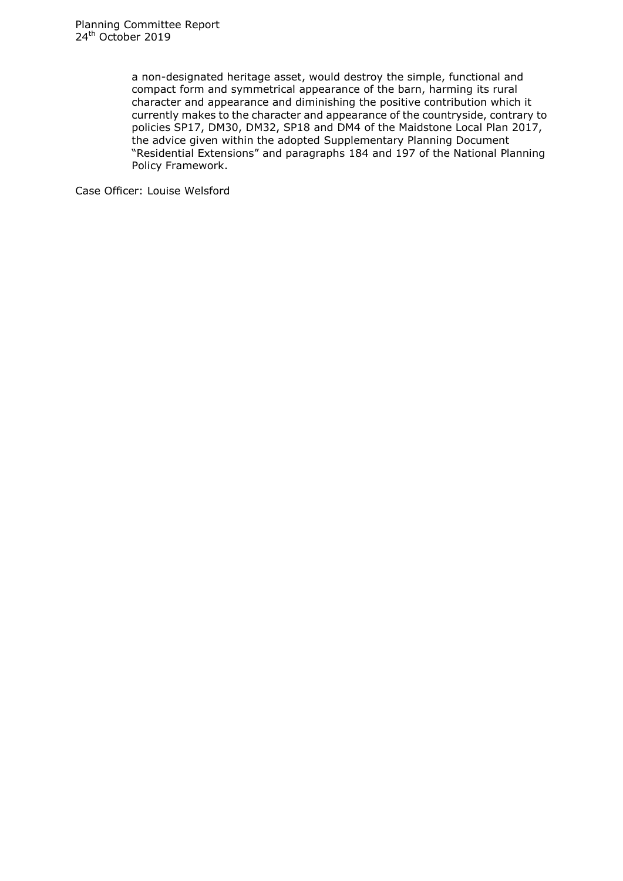a non-designated heritage asset, would destroy the simple, functional and compact form and symmetrical appearance of the barn, harming its rural character and appearance and diminishing the positive contribution which it currently makes to the character and appearance of the countryside, contrary to policies SP17, DM30, DM32, SP18 and DM4 of the Maidstone Local Plan 2017, the advice given within the adopted Supplementary Planning Document "Residential Extensions" and paragraphs 184 and 197 of the National Planning Policy Framework.

Case Officer: Louise Welsford